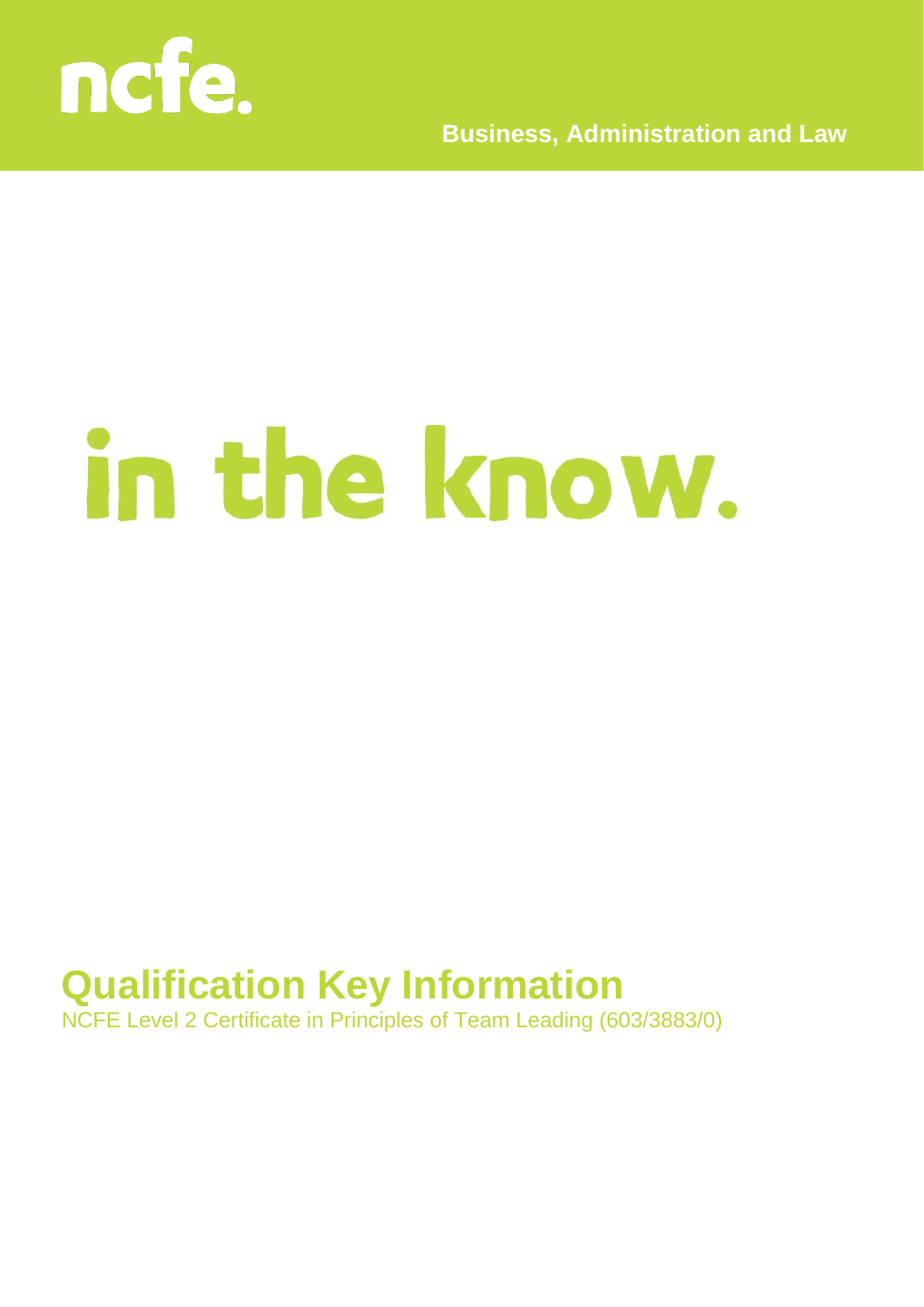ncfe.

Business, Administration and Law

in the know.

# Qualification Key Information

NCFE Level 2 Certificate in Principles of Team Leading (603/3883/0)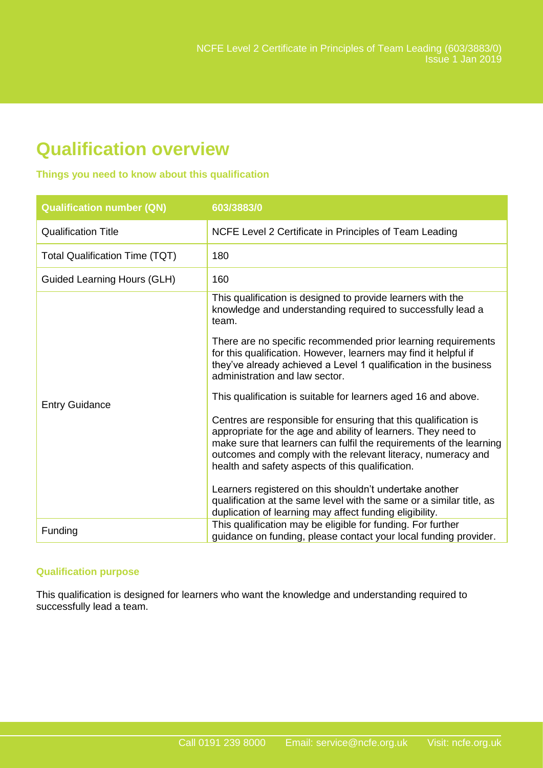# Qualification overview

### Things you need to know about this qualification

| Qualification number (QN) | 603/3883/0 |
|---|---|
| Qualification Title | NCFE Level 2 Certificate in Principles of Team Leading |
| Total Qualification Time (TQT) | 180 |
| Guided Learning Hours (GLH) | 160 |
| Entry Guidance | This qualification is designed to provide learners with the knowledge and understanding required to successfully lead a team.<br><br>There are no specific recommended prior learning requirements for this qualification. However, learners may find it helpful if they've already achieved a Level 1 qualification in the business administration and law sector.<br><br>This qualification is suitable for learners aged 16 and above.<br><br>Centres are responsible for ensuring that this qualification is appropriate for the age and ability of learners. They need to make sure that learners can fulfil the requirements of the learning outcomes and comply with the relevant literacy, numeracy and health and safety aspects of this qualification.<br><br>Learners registered on this shouldn't undertake another qualification at the same level with the same or a similar title, as duplication of learning may affect funding eligibility. |
| Funding | This qualification may be eligible for funding. For further guidance on funding, please contact your local funding provider. |

### Qualification purpose

This qualification is designed for learners who want the knowledge and understanding required to successfully lead a team.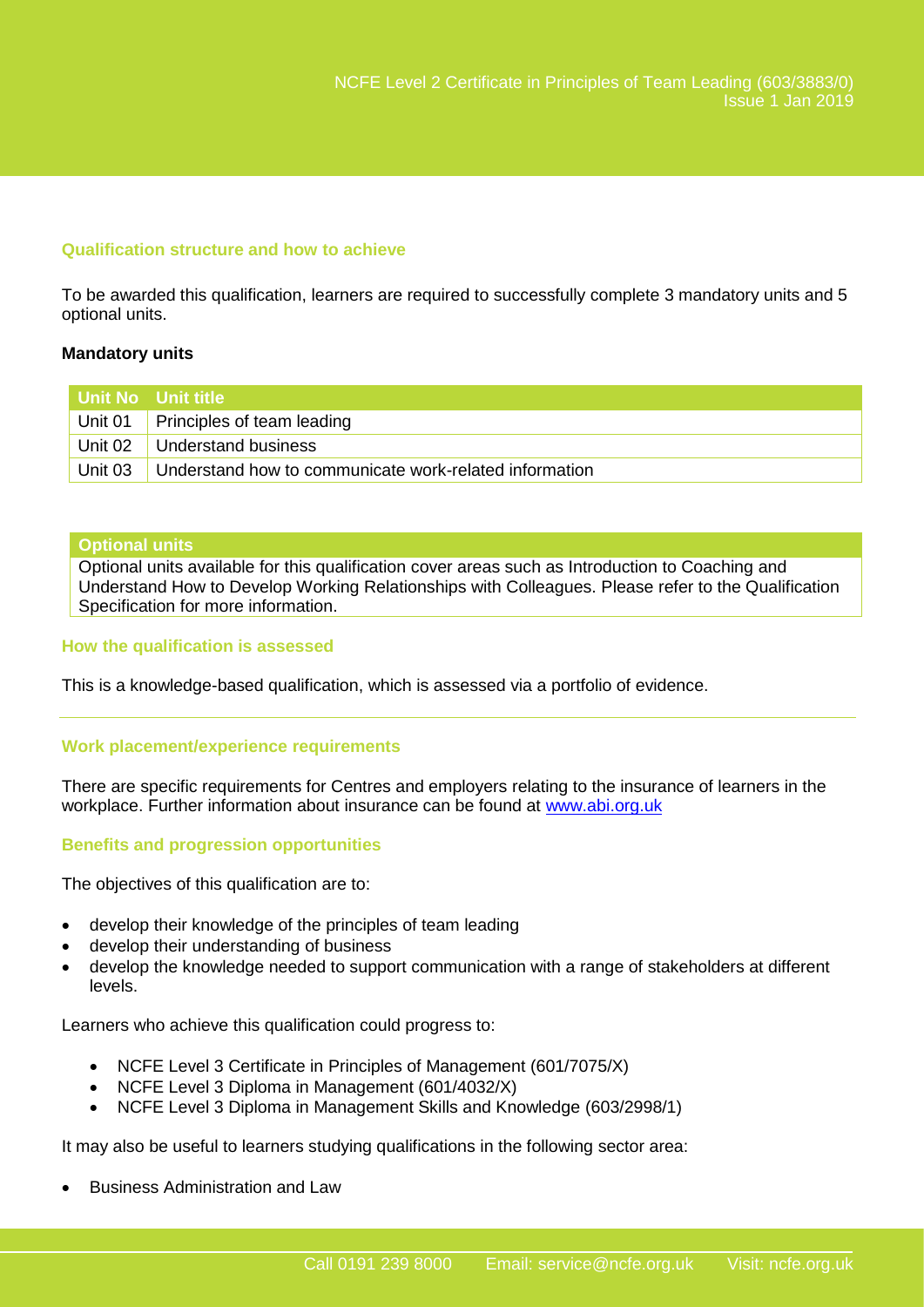## Qualification structure and how to achieve

To be awarded this qualification, learners are required to successfully complete 3 mandatory units and 5 optional units.

**Mandatory units**

| Unit No | Unit title |
|---|---|
| Unit 01 | Principles of team leading |
| Unit 02 | Understand business |
| Unit 03 | Understand how to communicate work-related information |

| Optional units |
|---|
| Optional units available for this qualification cover areas such as Introduction to Coaching and Understand How to Develop Working Relationships with Colleagues. Please refer to the Qualification Specification for more information. |

## How the qualification is assessed

This is a knowledge-based qualification, which is assessed via a portfolio of evidence.

## Work placement/experience requirements

There are specific requirements for Centres and employers relating to the insurance of learners in the workplace. Further information about insurance can be found at [www.abi.org.uk](http://www.abi.org.uk)

## Benefits and progression opportunities

The objectives of this qualification are to:

- develop their knowledge of the principles of team leading
- develop their understanding of business
- develop the knowledge needed to support communication with a range of stakeholders at different levels.

Learners who achieve this qualification could progress to:

- NCFE Level 3 Certificate in Principles of Management (601/7075/X)
- NCFE Level 3 Diploma in Management (601/4032/X)
- NCFE Level 3 Diploma in Management Skills and Knowledge (603/2998/1)

It may also be useful to learners studying qualifications in the following sector area:

- Business Administration and Law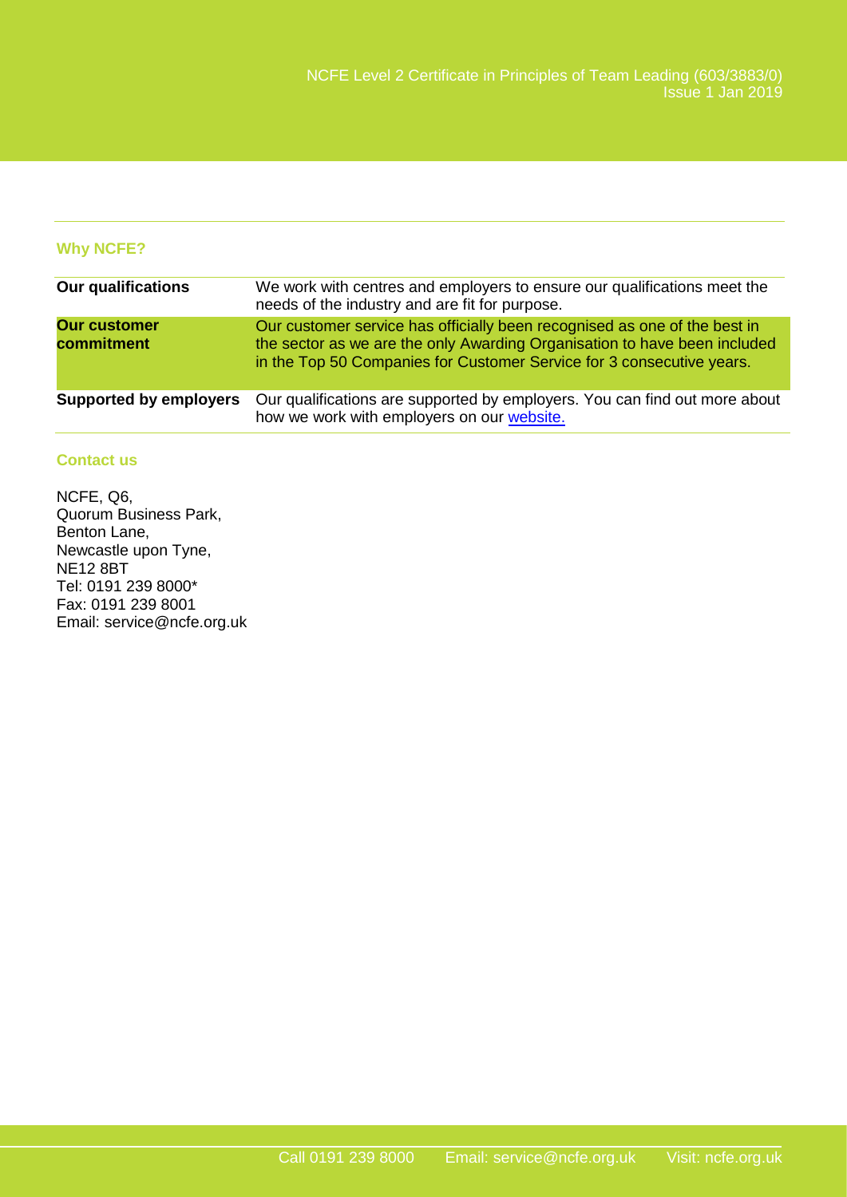## Why NCFE?

| | |
|---|---|
| **Our qualifications** | We work with centres and employers to ensure our qualifications meet the needs of the industry and are fit for purpose. |
| **Our customer commitment** | Our customer service has officially been recognised as one of the best in the sector as we are the only Awarding Organisation to have been included in the Top 50 Companies for Customer Service for 3 consecutive years. |
| **Supported by employers** | Our qualifications are supported by employers. You can find out more about how we work with employers on our website. |

## Contact us

NCFE, Q6,
Quorum Business Park,
Benton Lane,
Newcastle upon Tyne,
NE12 8BT
Tel: 0191 239 8000*
Fax: 0191 239 8001
Email: service@ncfe.org.uk